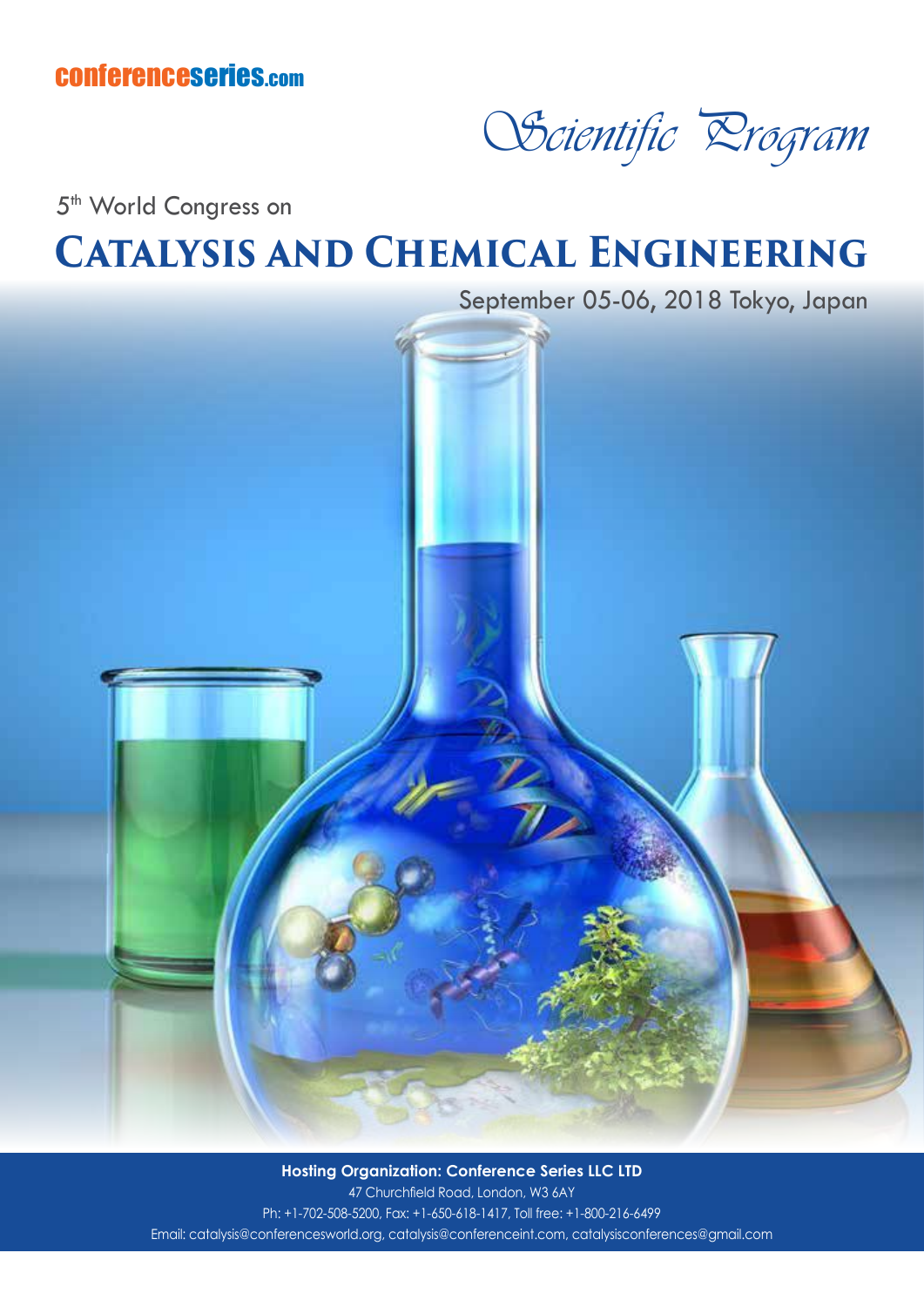conferenceseries.com

*Scientific Program*

5th World Congress on

# Catalysis and Chemical Engineering

September 05-06, 2018 Tokyo, Japan

**Hosting Organization: Conference Series LLC LTD**

47 Churchfield Road, London, W3 6AY

Ph: +1-702-508-5200, Fax: +1-650-618-1417, Toll free: +1-800-216-6499

Email: catalysis@conferencesworld.org, catalysis@conferenceint.com, catalysisconferences@gmail.com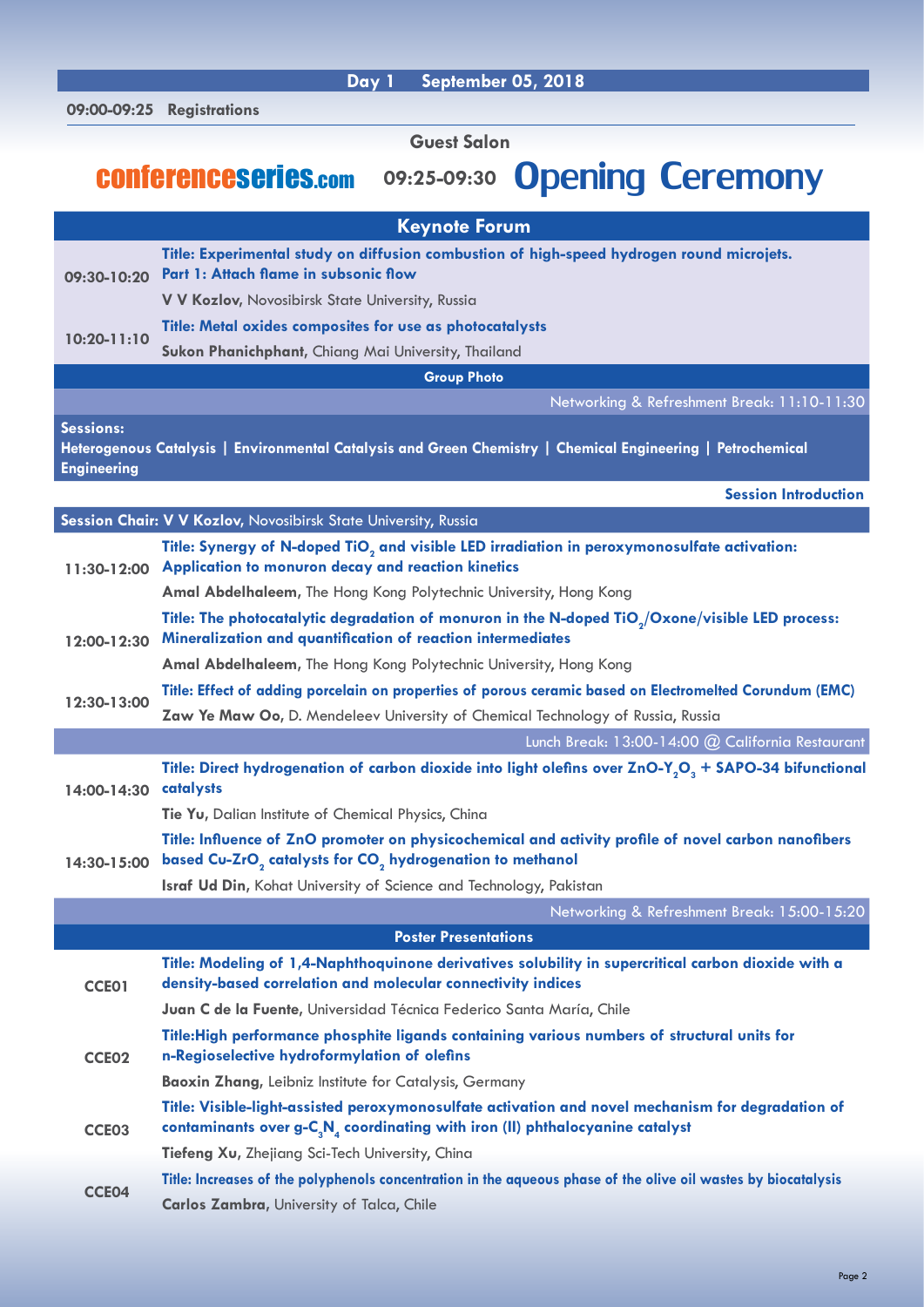## Day 1 September 05, 2018

**09:00-09:25 Registrations**

### Guest Salon

conferenceseries.com **09:25-09:30 Opening Ceremony**

## Keynote Forum

**09:30-10:20** **Title: Experimental study on diffusion combustion of high-speed hydrogen round microjets. Part 1: Attach flame in subsonic flow**
**V V Kozlov**, Novosibirsk State University, Russia

**10:20-11:10** **Title: Metal oxides composites for use as photocatalysts**
**Sukon Phanichphant,** Chiang Mai University, Thailand

**Group Photo**

Networking & Refreshment Break: 11:10-11:30

**Sessions:**
**Heterogenous Catalysis | Environmental Catalysis and Green Chemistry | Chemical Engineering | Petrochemical Engineering**

**Session Introduction**

**Session Chair: V V Kozlov**, Novosibirsk State University, Russia

**11:30-12:00** **Title: Synergy of N-doped $TiO_2$ and visible LED irradiation in peroxymonosulfate activation: Application to monuron decay and reaction kinetics**
**Amal Abdelhaleem**, The Hong Kong Polytechnic University, Hong Kong

**12:00-12:30** **Title: The photocatalytic degradation of monuron in the N-doped $TiO_2$/Oxone/visible LED process: Mineralization and quantification of reaction intermediates**
**Amal Abdelhaleem**, The Hong Kong Polytechnic University, Hong Kong

**12:30-13:00** **Title: Effect of adding porcelain on properties of porous ceramic based on Electromelted Corundum (EMC)**
**Zaw Ye Maw Oo,** D. Mendeleev University of Chemical Technology of Russia, Russia

Lunch Break: 13:00-14:00 @ California Restaurant

**14:00-14:30** **Title: Direct hydrogenation of carbon dioxide into light olefins over ZnO-$Y_2O_3$ + SAPO-34 bifunctional catalysts**
**Tie Yu,** Dalian Institute of Chemical Physics, China

**14:30-15:00** **Title: Influence of ZnO promoter on physicochemical and activity profile of novel carbon nanofibers based Cu-$ZrO_2$ catalysts for $CO_2$ hydrogenation to methanol**
**Israf Ud Din,** Kohat University of Science and Technology, Pakistan

Networking & Refreshment Break: 15:00-15:20

## Poster Presentations

**CCE01** **Title: Modeling of 1,4-Naphthoquinone derivatives solubility in supercritical carbon dioxide with a density-based correlation and molecular connectivity indices**
**Juan C de la Fuente,** Universidad Técnica Federico Santa María, Chile

**CCE02** **Title:High performance phosphite ligands containing various numbers of structural units for n-Regioselective hydroformylation of olefins**
**Baoxin Zhang,** Leibniz Institute for Catalysis, Germany

**CCE03** **Title: Visible-light-assisted peroxymonosulfate activation and novel mechanism for degradation of contaminants over g-$C_3N_4$ coordinating with iron (II) phthalocyanine catalyst**
**Tiefeng Xu,** Zhejiang Sci-Tech University, China

**CCE04** **Title: Increases of the polyphenols concentration in the aqueous phase of the olive oil wastes by biocatalysis**
**Carlos Zambra,** University of Talca, Chile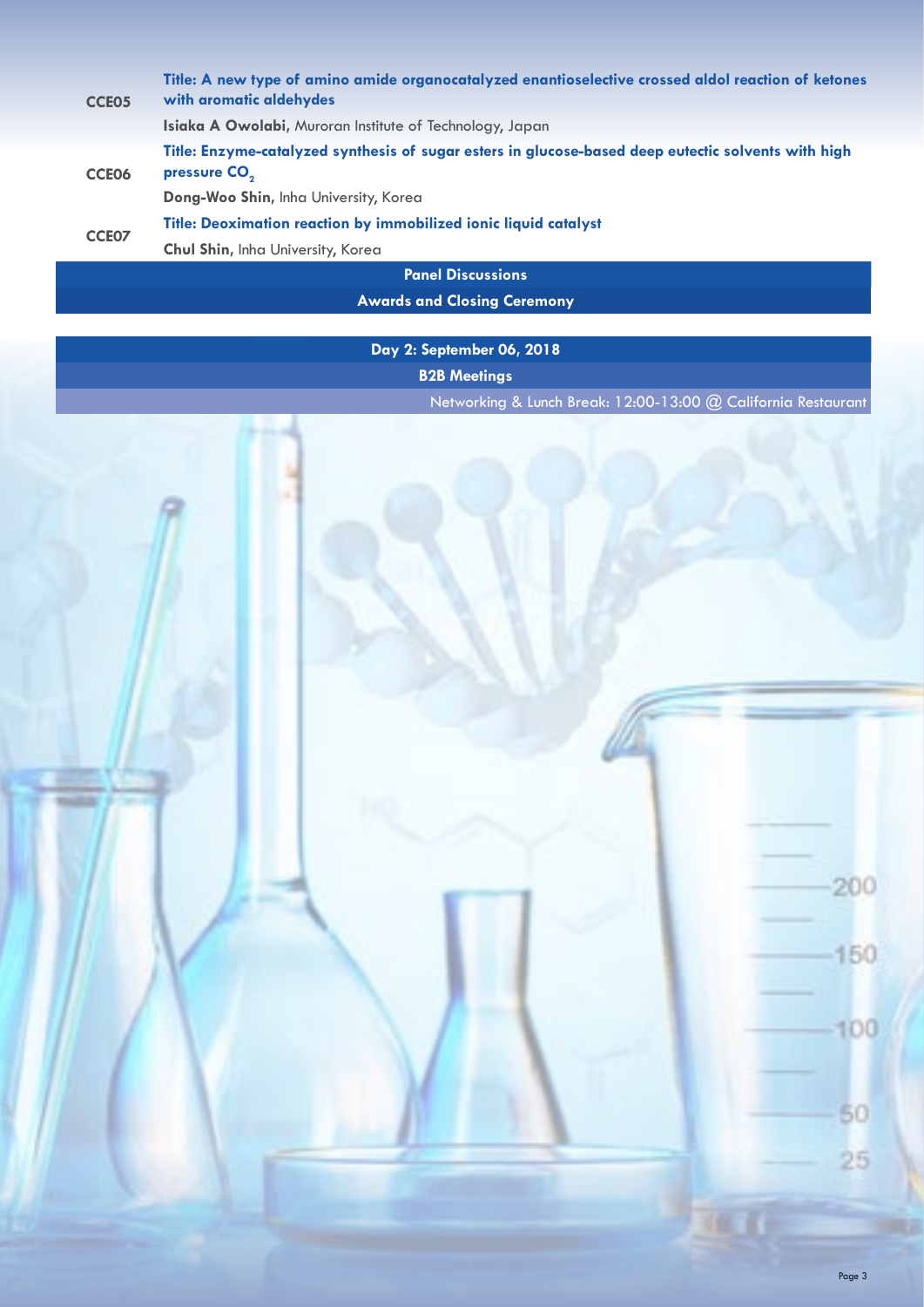| | |
|---|---|
| CCE05 | **Title: A new type of amino amide organocatalyzed enantioselective crossed aldol reaction of ketones with aromatic aldehydes**<br>**Isiaka A Owolabi,** Muroran Institute of Technology, Japan |
| CCE06 | **Title: Enzyme-catalyzed synthesis of sugar esters in glucose-based deep eutectic solvents with high pressure $CO_2$**<br>**Dong-Woo Shin,** Inha University, Korea |
| CCE07 | **Title: Deoximation reaction by immobilized ionic liquid catalyst**<br>**Chul Shin,** Inha University, Korea |

**Panel Discussions**

**Awards and Closing Ceremony**

**Day 2: September 06, 2018**

**B2B Meetings**

Networking & Lunch Break: 12:00-13:00 @ California Restaurant